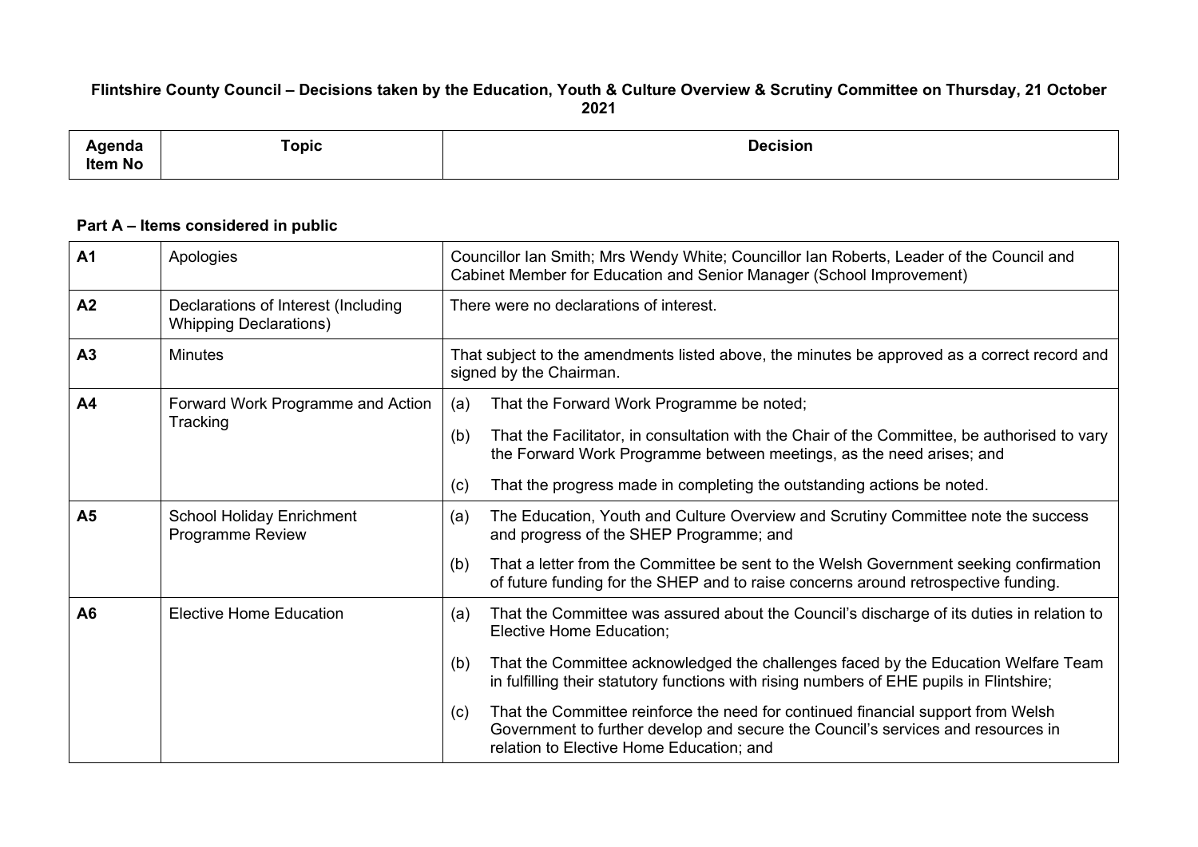**Flintshire County Council – Decisions taken by the Education, Youth & Culture Overview & Scrutiny Committee on Thursday, 21 October 2021**

| Agenda Item No | Topic | Decision |
|---|---|---|

**Part A – Items considered in public**

| Agenda Item No | Topic | Decision |
|---|---|---|
| A1 | Apologies | Councillor Ian Smith; Mrs Wendy White; Councillor Ian Roberts, Leader of the Council and Cabinet Member for Education and Senior Manager (School Improvement) |
| A2 | Declarations of Interest (Including Whipping Declarations) | There were no declarations of interest. |
| A3 | Minutes | That subject to the amendments listed above, the minutes be approved as a correct record and signed by the Chairman. |
| A4 | Forward Work Programme and Action Tracking | (a) That the Forward Work Programme be noted;<br>(b) That the Facilitator, in consultation with the Chair of the Committee, be authorised to vary the Forward Work Programme between meetings, as the need arises; and<br>(c) That the progress made in completing the outstanding actions be noted. |
| A5 | School Holiday Enrichment Programme Review | (a) The Education, Youth and Culture Overview and Scrutiny Committee note the success and progress of the SHEP Programme; and<br>(b) That a letter from the Committee be sent to the Welsh Government seeking confirmation of future funding for the SHEP and to raise concerns around retrospective funding. |
| A6 | Elective Home Education | (a) That the Committee was assured about the Council's discharge of its duties in relation to Elective Home Education;<br>(b) That the Committee acknowledged the challenges faced by the Education Welfare Team in fulfilling their statutory functions with rising numbers of EHE pupils in Flintshire;<br>(c) That the Committee reinforce the need for continued financial support from Welsh Government to further develop and secure the Council's services and resources in relation to Elective Home Education; and |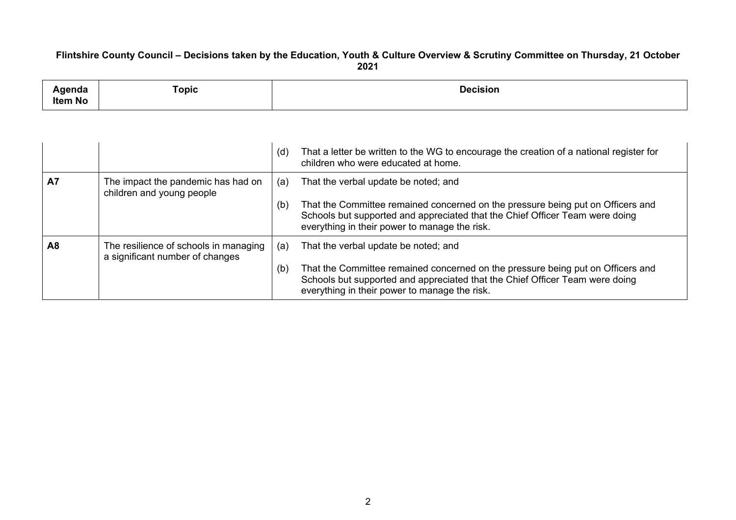**Flintshire County Council – Decisions taken by the Education, Youth & Culture Overview & Scrutiny Committee on Thursday, 21 October 2021**

| Agenda Item No | Topic | Decision |
|---|---|---|
| | | (d) That a letter be written to the WG to encourage the creation of a national register for children who were educated at home. |
| **A7** | The impact the pandemic has had on children and young people | (a) That the verbal update be noted; and<br><br>(b) That the Committee remained concerned on the pressure being put on Officers and Schools but supported and appreciated that the Chief Officer Team were doing everything in their power to manage the risk. |
| **A8** | The resilience of schools in managing a significant number of changes | (a) That the verbal update be noted; and<br><br>(b) That the Committee remained concerned on the pressure being put on Officers and Schools but supported and appreciated that the Chief Officer Team were doing everything in their power to manage the risk. |